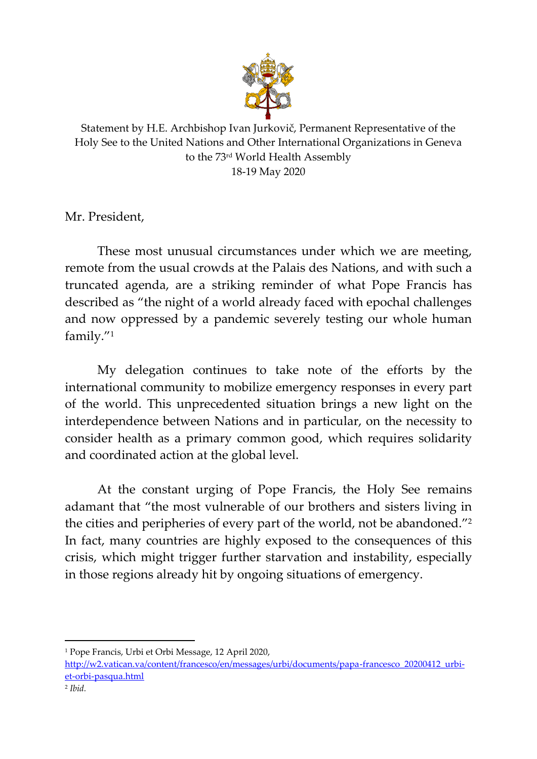Statement by H.E. Archbishop Ivan Jurkovič, Permanent Representative of the Holy See to the United Nations and Other International Organizations in Geneva to the 73rd World Health Assembly
18-19 May 2020

Mr. President,

These most unusual circumstances under which we are meeting, remote from the usual crowds at the Palais des Nations, and with such a truncated agenda, are a striking reminder of what Pope Francis has described as "the night of a world already faced with epochal challenges and now oppressed by a pandemic severely testing our whole human family."[1]

My delegation continues to take note of the efforts by the international community to mobilize emergency responses in every part of the world. This unprecedented situation brings a new light on the interdependence between Nations and in particular, on the necessity to consider health as a primary common good, which requires solidarity and coordinated action at the global level.

At the constant urging of Pope Francis, the Holy See remains adamant that "the most vulnerable of our brothers and sisters living in the cities and peripheries of every part of the world, not be abandoned."[2] In fact, many countries are highly exposed to the consequences of this crisis, which might trigger further starvation and instability, especially in those regions already hit by ongoing situations of emergency.

---

[1] Pope Francis, Urbi et Orbi Message, 12 April 2020, http://w2.vatican.va/content/francesco/en/messages/urbi/documents/papa-francesco_20200412_urbi-et-orbi-pasqua.html

[2] *Ibid.*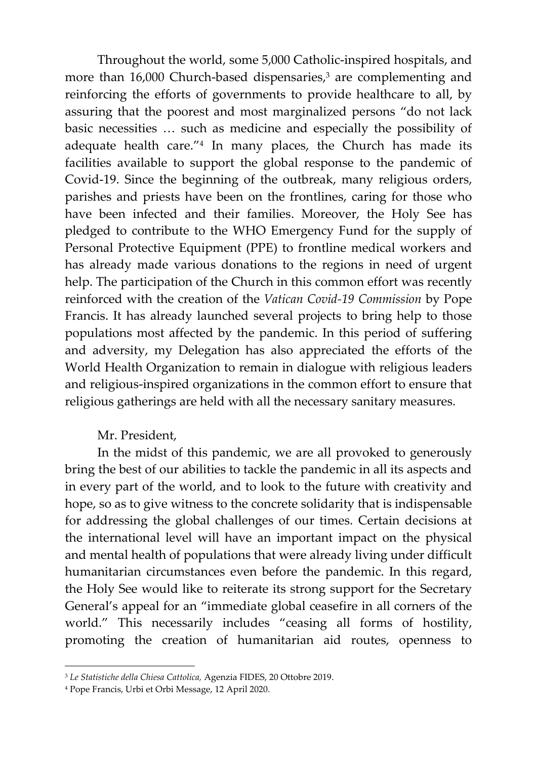Throughout the world, some 5,000 Catholic-inspired hospitals, and more than 16,000 Church-based dispensaries,[3] are complementing and reinforcing the efforts of governments to provide healthcare to all, by assuring that the poorest and most marginalized persons "do not lack basic necessities … such as medicine and especially the possibility of adequate health care."[4] In many places, the Church has made its facilities available to support the global response to the pandemic of Covid-19. Since the beginning of the outbreak, many religious orders, parishes and priests have been on the frontlines, caring for those who have been infected and their families. Moreover, the Holy See has pledged to contribute to the WHO Emergency Fund for the supply of Personal Protective Equipment (PPE) to frontline medical workers and has already made various donations to the regions in need of urgent help. The participation of the Church in this common effort was recently reinforced with the creation of the *Vatican Covid-19 Commission* by Pope Francis. It has already launched several projects to bring help to those populations most affected by the pandemic. In this period of suffering and adversity, my Delegation has also appreciated the efforts of the World Health Organization to remain in dialogue with religious leaders and religious-inspired organizations in the common effort to ensure that religious gatherings are held with all the necessary sanitary measures.

Mr. President,

In the midst of this pandemic, we are all provoked to generously bring the best of our abilities to tackle the pandemic in all its aspects and in every part of the world, and to look to the future with creativity and hope, so as to give witness to the concrete solidarity that is indispensable for addressing the global challenges of our times. Certain decisions at the international level will have an important impact on the physical and mental health of populations that were already living under difficult humanitarian circumstances even before the pandemic. In this regard, the Holy See would like to reiterate its strong support for the Secretary General's appeal for an "immediate global ceasefire in all corners of the world." This necessarily includes "ceasing all forms of hostility, promoting the creation of humanitarian aid routes, openness to

---

[3] *Le Statistiche della Chiesa Cattolica,* Agenzia FIDES, 20 Ottobre 2019.

[4] Pope Francis, Urbi et Orbi Message, 12 April 2020.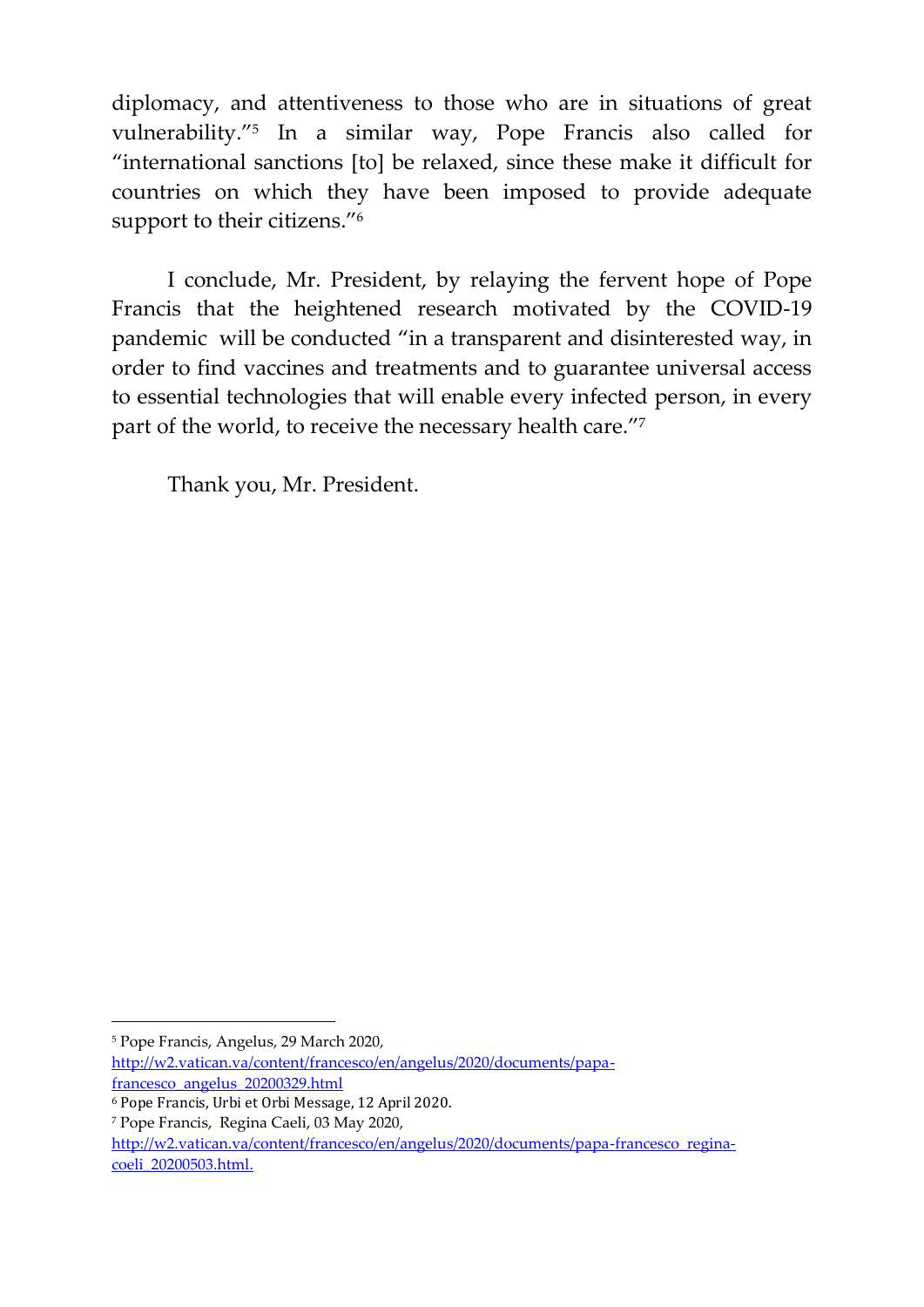diplomacy, and attentiveness to those who are in situations of great vulnerability."[5] In a similar way, Pope Francis also called for "international sanctions [to] be relaxed, since these make it difficult for countries on which they have been imposed to provide adequate support to their citizens."[6]

I conclude, Mr. President, by relaying the fervent hope of Pope Francis that the heightened research motivated by the COVID-19 pandemic will be conducted "in a transparent and disinterested way, in order to find vaccines and treatments and to guarantee universal access to essential technologies that will enable every infected person, in every part of the world, to receive the necessary health care."[7]

Thank you, Mr. President.

---

[5] Pope Francis, Angelus, 29 March 2020, http://w2.vatican.va/content/francesco/en/angelus/2020/documents/papa-francesco_angelus_20200329.html

[6] Pope Francis, Urbi et Orbi Message, 12 April 2020.

[7] Pope Francis, Regina Caeli, 03 May 2020, http://w2.vatican.va/content/francesco/en/angelus/2020/documents/papa-francesco_regina-coeli_20200503.html.